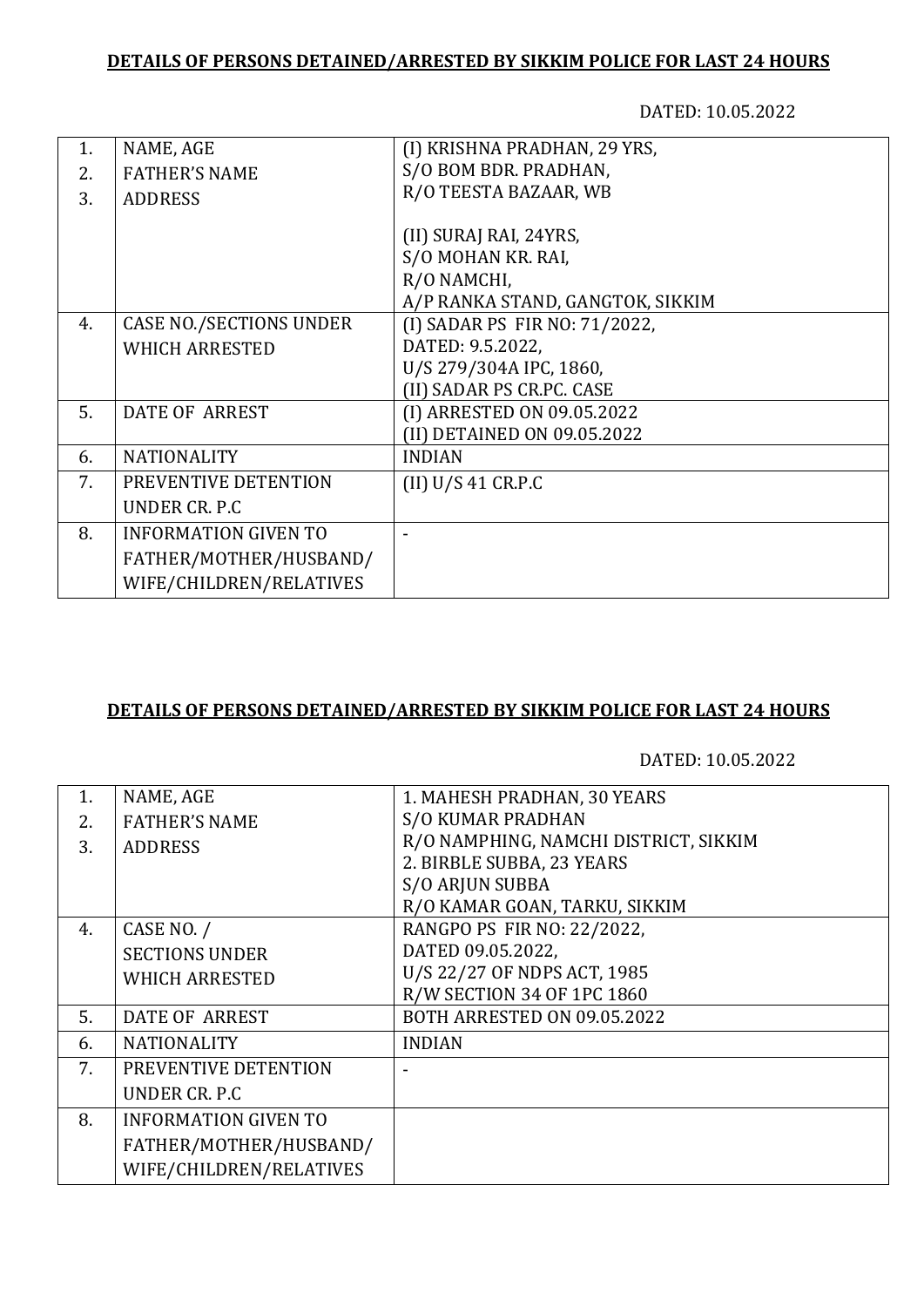**DETAILS OF PERSONS DETAINED/ARRESTED BY SIKKIM POLICE FOR LAST 24 HOURS**

DATED: 10.05.2022

| | | |
|---|---|---|
| 1.<br>2.<br>3. | NAME, AGE<br>FATHER'S NAME<br>ADDRESS | (I) KRISHNA PRADHAN, 29 YRS,<br>S/O BOM BDR. PRADHAN,<br>R/O TEESTA BAZAAR, WB<br><br>(II) SURAJ RAI, 24YRS,<br>S/O MOHAN KR. RAI,<br>R/O NAMCHI,<br>A/P RANKA STAND, GANGTOK, SIKKIM |
| 4. | CASE NO./SECTIONS UNDER WHICH ARRESTED | (I) SADAR PS FIR NO: 71/2022,<br>DATED: 9.5.2022,<br>U/S 279/304A IPC, 1860,<br>(II) SADAR PS CR.PC. CASE |
| 5. | DATE OF ARREST | (I) ARRESTED ON 09.05.2022<br>(II) DETAINED ON 09.05.2022 |
| 6. | NATIONALITY | INDIAN |
| 7. | PREVENTIVE DETENTION UNDER CR. P.C | (II) U/S 41 CR.P.C |
| 8. | INFORMATION GIVEN TO FATHER/MOTHER/HUSBAND/ WIFE/CHILDREN/RELATIVES | - |

**DETAILS OF PERSONS DETAINED/ARRESTED BY SIKKIM POLICE FOR LAST 24 HOURS**

DATED: 10.05.2022

| | | |
|---|---|---|
| 1.<br>2.<br>3. | NAME, AGE<br>FATHER'S NAME<br>ADDRESS | 1. MAHESH PRADHAN, 30 YEARS<br>S/O KUMAR PRADHAN<br>R/O NAMPHING, NAMCHI DISTRICT, SIKKIM<br>2. BIRBLE SUBBA, 23 YEARS<br>S/O ARJUN SUBBA<br>R/O KAMAR GOAN, TARKU, SIKKIM |
| 4. | CASE NO. /<br>SECTIONS UNDER<br>WHICH ARRESTED | RANGPO PS FIR NO: 22/2022,<br>DATED 09.05.2022,<br>U/S 22/27 OF NDPS ACT, 1985<br>R/W SECTION 34 OF 1PC 1860 |
| 5. | DATE OF ARREST | BOTH ARRESTED ON 09.05.2022 |
| 6. | NATIONALITY | INDIAN |
| 7. | PREVENTIVE DETENTION UNDER CR. P.C | - |
| 8. | INFORMATION GIVEN TO FATHER/MOTHER/HUSBAND/ WIFE/CHILDREN/RELATIVES | |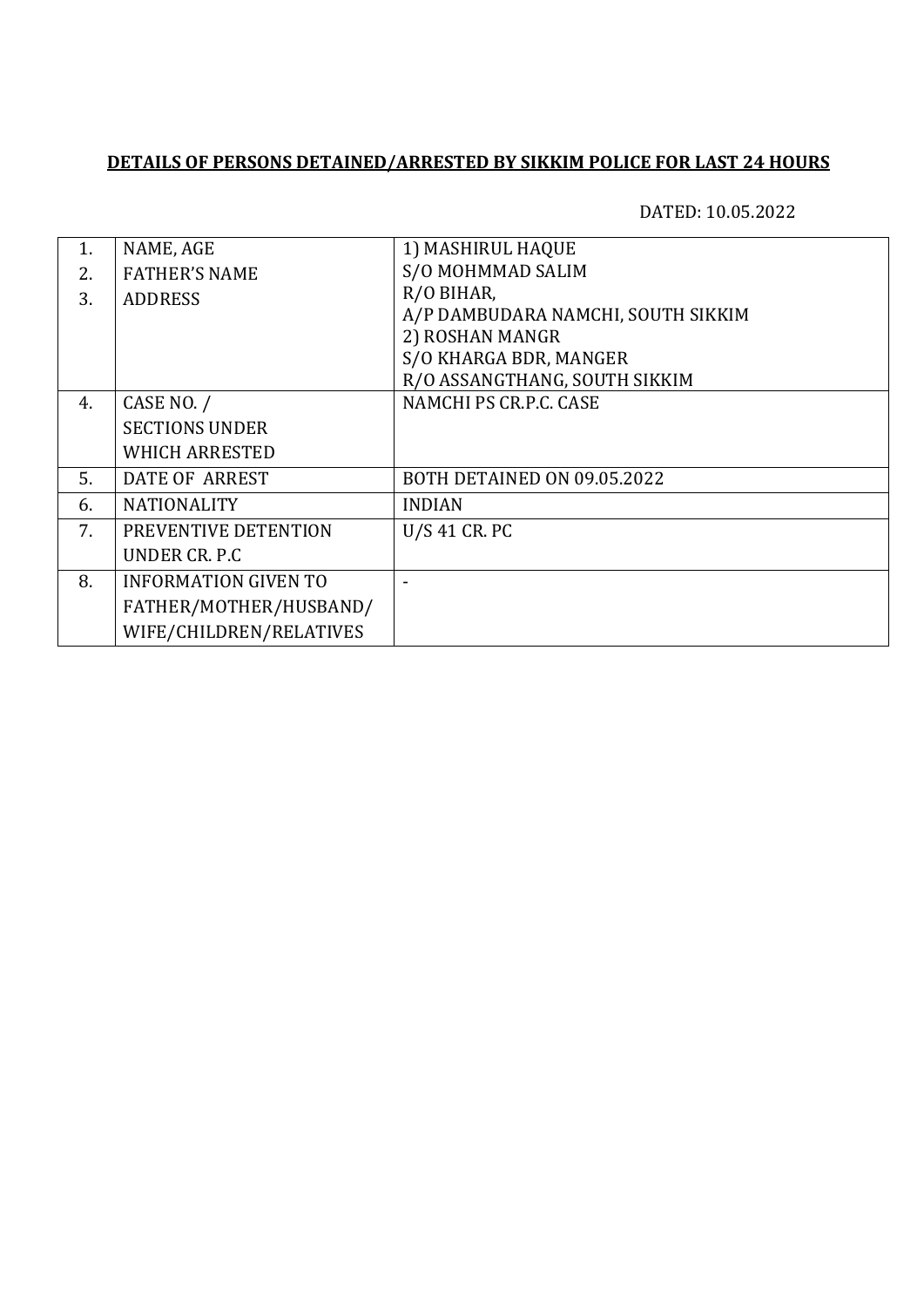**DETAILS OF PERSONS DETAINED/ARRESTED BY SIKKIM POLICE FOR LAST 24 HOURS**

DATED: 10.05.2022

| | | |
|---|---|---|
| 1.<br>2.<br>3. | NAME, AGE<br>FATHER'S NAME<br>ADDRESS | 1) MASHIRUL HAQUE<br>S/O MOHMMAD SALIM<br>R/O BIHAR,<br>A/P DAMBUDARA NAMCHI, SOUTH SIKKIM<br>2) ROSHAN MANGR<br>S/O KHARGA BDR, MANGER<br>R/O ASSANGTHANG, SOUTH SIKKIM |
| 4. | CASE NO. /<br>SECTIONS UNDER<br>WHICH ARRESTED | NAMCHI PS CR.P.C. CASE |
| 5. | DATE OF ARREST | BOTH DETAINED ON 09.05.2022 |
| 6. | NATIONALITY | INDIAN |
| 7. | PREVENTIVE DETENTION<br>UNDER CR. P.C | U/S 41 CR. PC |
| 8. | INFORMATION GIVEN TO<br>FATHER/MOTHER/HUSBAND/<br>WIFE/CHILDREN/RELATIVES | - |